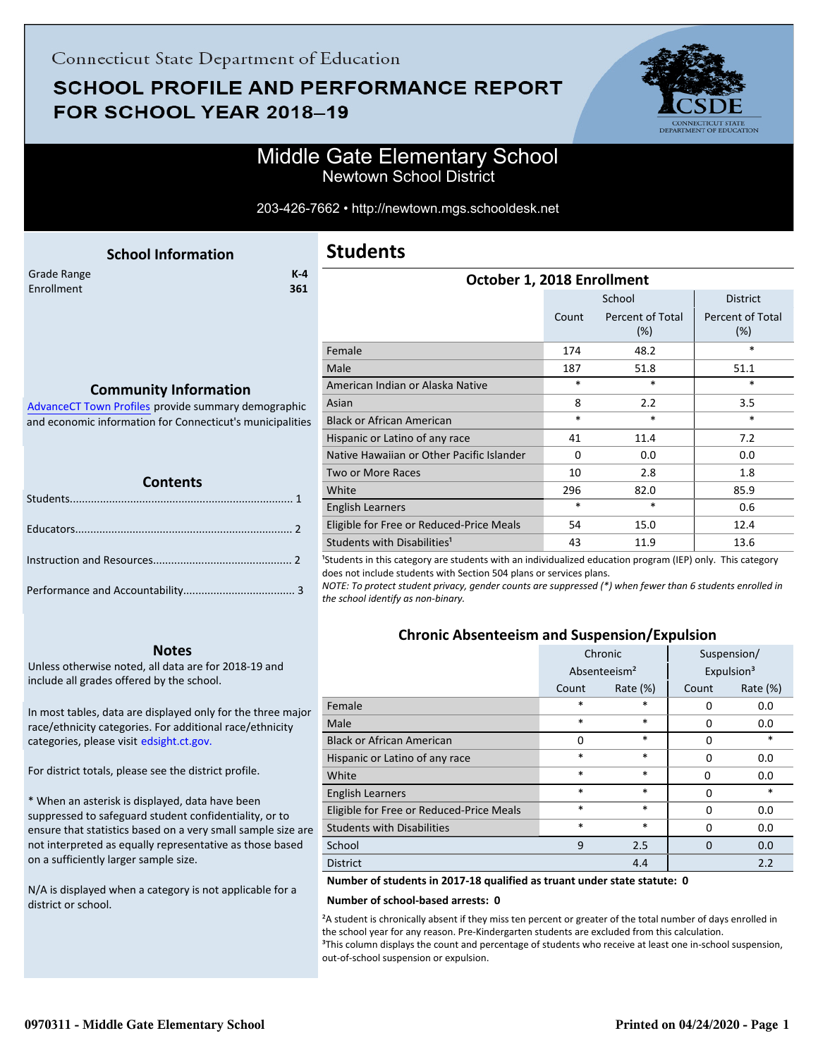Connecticut State Department of Education

# SCHOOL PROFILE AND PERFORMANCE REPORT FOR SCHOOL YEAR 2018–19

## Middle Gate Elementary School
Newtown School District

203-426-7662 • http://newtown.mgs.schooldesk.net

### School Information

| | |
|---|---|
| Grade Range | K-4 |
| Enrollment | 361 |

### Community Information

AdvanceCT Town Profiles provide summary demographic and economic information for Connecticut's municipalities

### Contents

Students........................................................................ 1

Educators...................................................................... 2

Instruction and Resources............................................. 2

Performance and Accountability.................................... 3

### Notes

Unless otherwise noted, all data are for 2018-19 and include all grades offered by the school.

In most tables, data are displayed only for the three major race/ethnicity categories. For additional race/ethnicity categories, please visit edsight.ct.gov.

For district totals, please see the district profile.

* When an asterisk is displayed, data have been suppressed to safeguard student confidentiality, or to ensure that statistics based on a very small sample size are not interpreted as equally representative as those based on a sufficiently larger sample size.

N/A is displayed when a category is not applicable for a district or school.

## Students

### October 1, 2018 Enrollment

| | School | | District |
|---|---|---|---|
| | Count | Percent of Total (%) | Percent of Total (%) |
| Female | 174 | 48.2 | * |
| Male | 187 | 51.8 | 51.1 |
| American Indian or Alaska Native | * | * | * |
| Asian | 8 | 2.2 | 3.5 |
| Black or African American | * | * | * |
| Hispanic or Latino of any race | 41 | 11.4 | 7.2 |
| Native Hawaiian or Other Pacific Islander | 0 | 0.0 | 0.0 |
| Two or More Races | 10 | 2.8 | 1.8 |
| White | 296 | 82.0 | 85.9 |
| English Learners | * | * | 0.6 |
| Eligible for Free or Reduced-Price Meals | 54 | 15.0 | 12.4 |
| Students with Disabilities[1] | 43 | 11.9 | 13.6 |

[1]Students in this category are students with an individualized education program (IEP) only. This category does not include students with Section 504 plans or services plans.

*NOTE: To protect student privacy, gender counts are suppressed (*) when fewer than 6 students enrolled in the school identify as non-binary.*

### Chronic Absenteeism and Suspension/Expulsion

| | Chronic Absenteeism[2] | | Suspension/ Expulsion[3] | |
|---|---|---|---|---|
| | Count | Rate (%) | Count | Rate (%) |
| Female | * | * | 0 | 0.0 |
| Male | * | * | 0 | 0.0 |
| Black or African American | 0 | * | 0 | * |
| Hispanic or Latino of any race | * | * | 0 | 0.0 |
| White | * | * | 0 | 0.0 |
| English Learners | * | * | 0 | * |
| Eligible for Free or Reduced-Price Meals | * | * | 0 | 0.0 |
| Students with Disabilities | * | * | 0 | 0.0 |
| School | 9 | 2.5 | 0 | 0.0 |
| District | | 4.4 | | 2.2 |

**Number of students in 2017-18 qualified as truant under state statute: 0**

**Number of school-based arrests: 0**

[2]A student is chronically absent if they miss ten percent or greater of the total number of days enrolled in the school year for any reason. Pre-Kindergarten students are excluded from this calculation.
[3]This column displays the count and percentage of students who receive at least one in-school suspension, out-of-school suspension or expulsion.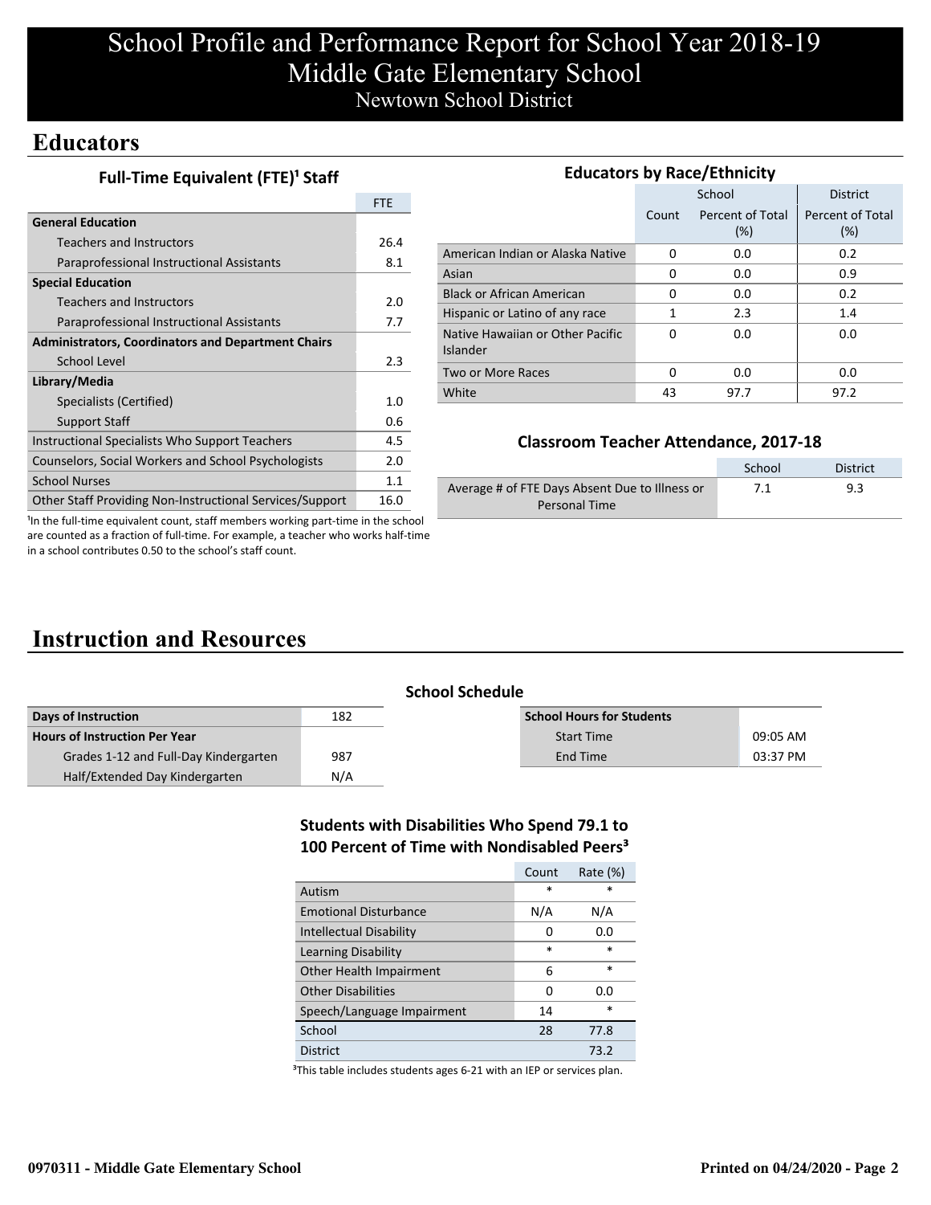# School Profile and Performance Report for School Year 2018-19
# Middle Gate Elementary School
## Newtown School District

## Educators

### Full-Time Equivalent (FTE)[1] Staff

| | FTE |
|---|---|
| **General Education** | |
| Teachers and Instructors | 26.4 |
| Paraprofessional Instructional Assistants | 8.1 |
| **Special Education** | |
| Teachers and Instructors | 2.0 |
| Paraprofessional Instructional Assistants | 7.7 |
| **Administrators, Coordinators and Department Chairs** | |
| School Level | 2.3 |
| **Library/Media** | |
| Specialists (Certified) | 1.0 |
| Support Staff | 0.6 |
| Instructional Specialists Who Support Teachers | 4.5 |
| Counselors, Social Workers and School Psychologists | 2.0 |
| School Nurses | 1.1 |
| Other Staff Providing Non-Instructional Services/Support | 16.0 |

[1]In the full-time equivalent count, staff members working part-time in the school are counted as a fraction of full-time. For example, a teacher who works half-time in a school contributes 0.50 to the school's staff count.

### Educators by Race/Ethnicity

| | School | | District |
|---|---|---|---|
| | Count | Percent of Total (%) | Percent of Total (%) |
| American Indian or Alaska Native | 0 | 0.0 | 0.2 |
| Asian | 0 | 0.0 | 0.9 |
| Black or African American | 0 | 0.0 | 0.2 |
| Hispanic or Latino of any race | 1 | 2.3 | 1.4 |
| Native Hawaiian or Other Pacific Islander | 0 | 0.0 | 0.0 |
| Two or More Races | 0 | 0.0 | 0.0 |
| White | 43 | 97.7 | 97.2 |

### Classroom Teacher Attendance, 2017-18

| | School | District |
|---|---|---|
| Average # of FTE Days Absent Due to Illness or Personal Time | 7.1 | 9.3 |

## Instruction and Resources

### School Schedule

| | |
|---|---|
| **Days of Instruction** | 182 |
| **Hours of Instruction Per Year** | |
| Grades 1-12 and Full-Day Kindergarten | 987 |
| Half/Extended Day Kindergarten | N/A |

| **School Hours for Students** | |
|---|---|
| Start Time | 09:05 AM |
| End Time | 03:37 PM |

### Students with Disabilities Who Spend 79.1 to 100 Percent of Time with Nondisabled Peers[3]

| | Count | Rate (%) |
|---|---|---|
| Autism | * | * |
| Emotional Disturbance | N/A | N/A |
| Intellectual Disability | 0 | 0.0 |
| Learning Disability | * | * |
| Other Health Impairment | 6 | * |
| Other Disabilities | 0 | 0.0 |
| Speech/Language Impairment | 14 | * |
| School | 28 | 77.8 |
| District | | 73.2 |

[3]This table includes students ages 6-21 with an IEP or services plan.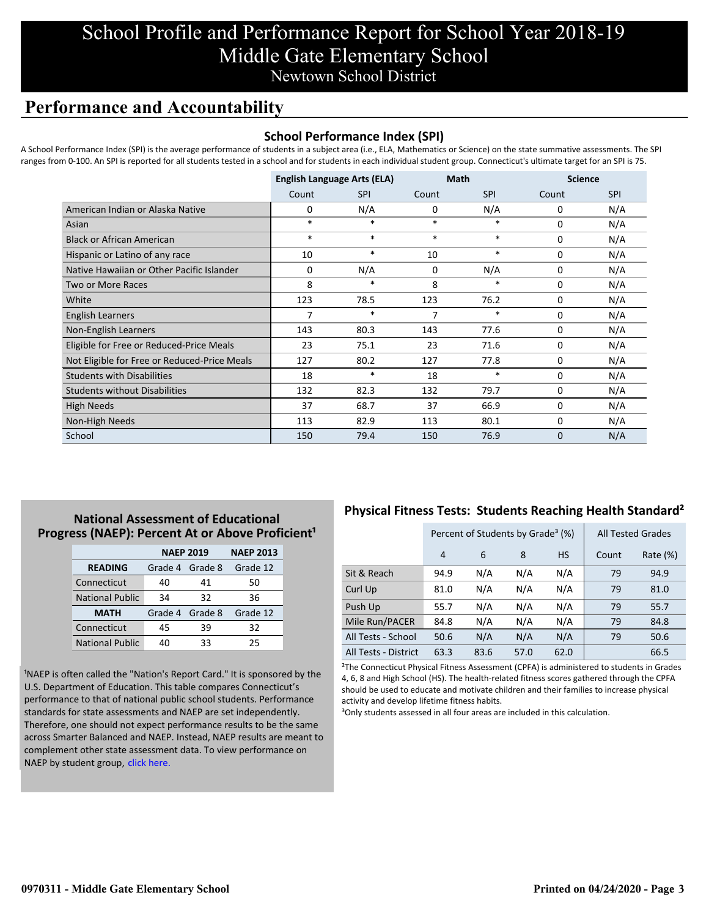# School Profile and Performance Report for School Year 2018-19
# Middle Gate Elementary School
## Newtown School District

## Performance and Accountability

### School Performance Index (SPI)

A School Performance Index (SPI) is the average performance of students in a subject area (i.e., ELA, Mathematics or Science) on the state summative assessments. The SPI ranges from 0-100. An SPI is reported for all students tested in a school and for students in each individual student group. Connecticut's ultimate target for an SPI is 75.

| | English Language Arts (ELA) | | Math | | Science | |
|---|---|---|---|---|---|---|
| | Count | SPI | Count | SPI | Count | SPI |
| American Indian or Alaska Native | 0 | N/A | 0 | N/A | 0 | N/A |
| Asian | * | * | * | * | 0 | N/A |
| Black or African American | * | * | * | * | 0 | N/A |
| Hispanic or Latino of any race | 10 | * | 10 | * | 0 | N/A |
| Native Hawaiian or Other Pacific Islander | 0 | N/A | 0 | N/A | 0 | N/A |
| Two or More Races | 8 | * | 8 | * | 0 | N/A |
| White | 123 | 78.5 | 123 | 76.2 | 0 | N/A |
| English Learners | 7 | * | 7 | * | 0 | N/A |
| Non-English Learners | 143 | 80.3 | 143 | 77.6 | 0 | N/A |
| Eligible for Free or Reduced-Price Meals | 23 | 75.1 | 23 | 71.6 | 0 | N/A |
| Not Eligible for Free or Reduced-Price Meals | 127 | 80.2 | 127 | 77.8 | 0 | N/A |
| Students with Disabilities | 18 | * | 18 | * | 0 | N/A |
| Students without Disabilities | 132 | 82.3 | 132 | 79.7 | 0 | N/A |
| High Needs | 37 | 68.7 | 37 | 66.9 | 0 | N/A |
| Non-High Needs | 113 | 82.9 | 113 | 80.1 | 0 | N/A |
| School | 150 | 79.4 | 150 | 76.9 | 0 | N/A |

### National Assessment of Educational Progress (NAEP): Percent At or Above Proficient[1]

| | NAEP 2019 | | NAEP 2013 |
|---|---|---|---|
| **READING** | Grade 4 | Grade 8 | Grade 12 |
| Connecticut | 40 | 41 | 50 |
| National Public | 34 | 32 | 36 |
| **MATH** | Grade 4 | Grade 8 | Grade 12 |
| Connecticut | 45 | 39 | 32 |
| National Public | 40 | 33 | 25 |

[1]NAEP is often called the "Nation's Report Card." It is sponsored by the U.S. Department of Education. This table compares Connecticut's performance to that of national public school students. Performance standards for state assessments and NAEP are set independently. Therefore, one should not expect performance results to be the same across Smarter Balanced and NAEP. Instead, NAEP results are meant to complement other state assessment data. To view performance on NAEP by student group, click here.

### Physical Fitness Tests: Students Reaching Health Standard[2]

| | Percent of Students by Grade[3] (%) | | | | All Tested Grades | |
|---|---|---|---|---|---|---|
| | 4 | 6 | 8 | HS | Count | Rate (%) |
| Sit & Reach | 94.9 | N/A | N/A | N/A | 79 | 94.9 |
| Curl Up | 81.0 | N/A | N/A | N/A | 79 | 81.0 |
| Push Up | 55.7 | N/A | N/A | N/A | 79 | 55.7 |
| Mile Run/PACER | 84.8 | N/A | N/A | N/A | 79 | 84.8 |
| All Tests - School | 50.6 | N/A | N/A | N/A | 79 | 50.6 |
| All Tests - District | 63.3 | 83.6 | 57.0 | 62.0 | | 66.5 |

[2]The Connecticut Physical Fitness Assessment (CPFA) is administered to students in Grades 4, 6, 8 and High School (HS). The health-related fitness scores gathered through the CPFA should be used to educate and motivate children and their families to increase physical activity and develop lifetime fitness habits.

[3]Only students assessed in all four areas are included in this calculation.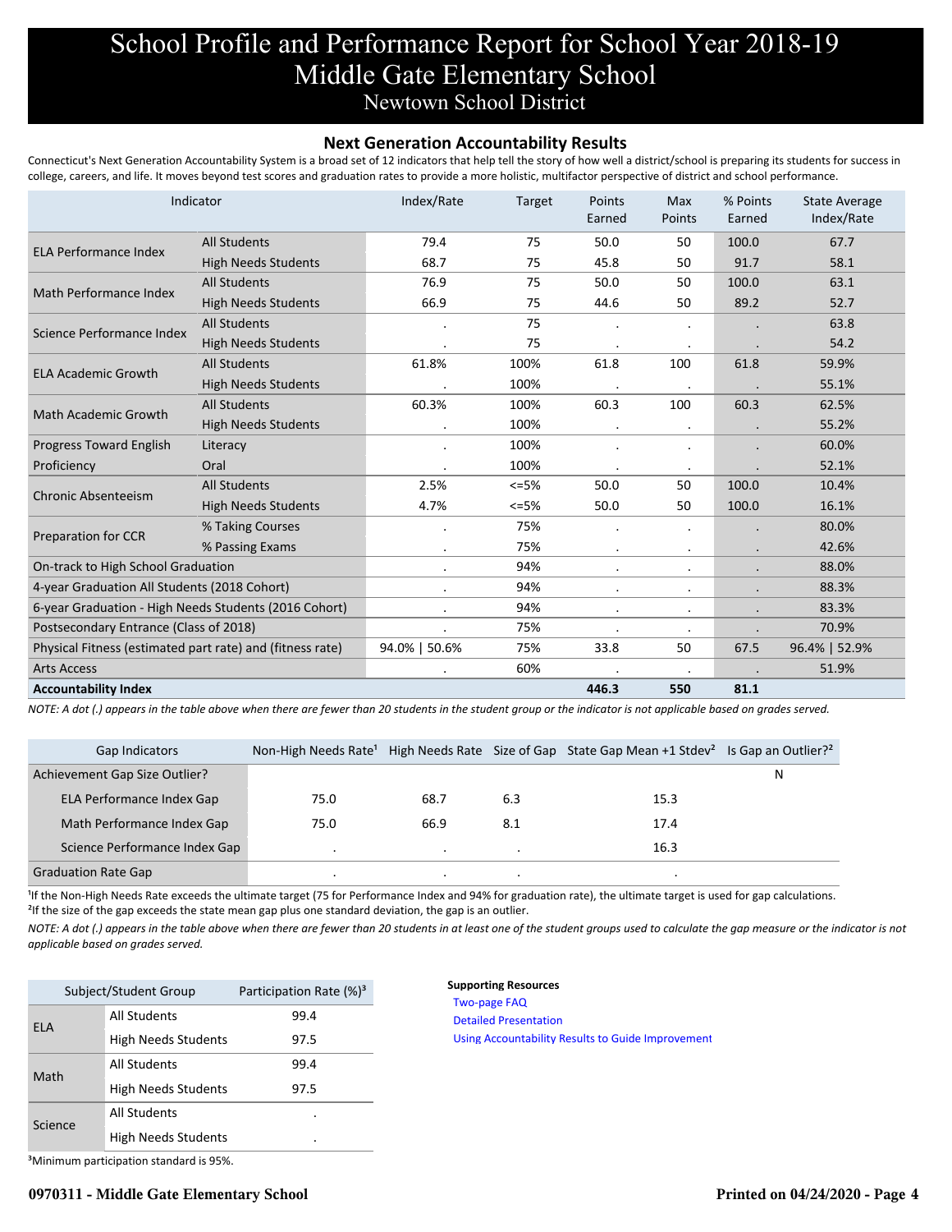# School Profile and Performance Report for School Year 2018-19
# Middle Gate Elementary School
## Newtown School District

### Next Generation Accountability Results

Connecticut's Next Generation Accountability System is a broad set of 12 indicators that help tell the story of how well a district/school is preparing its students for success in college, careers, and life. It moves beyond test scores and graduation rates to provide a more holistic, multifactor perspective of district and school performance.

| Indicator | | Index/Rate | Target | Points Earned | Max Points | % Points Earned | State Average Index/Rate |
|---|---|---|---|---|---|---|---|
| ELA Performance Index | All Students | 79.4 | 75 | 50.0 | 50 | 100.0 | 67.7 |
| | High Needs Students | 68.7 | 75 | 45.8 | 50 | 91.7 | 58.1 |
| Math Performance Index | All Students | 76.9 | 75 | 50.0 | 50 | 100.0 | 63.1 |
| | High Needs Students | 66.9 | 75 | 44.6 | 50 | 89.2 | 52.7 |
| Science Performance Index | All Students | . | 75 | . | . | . | 63.8 |
| | High Needs Students | . | 75 | . | . | . | 54.2 |
| ELA Academic Growth | All Students | 61.8% | 100% | 61.8 | 100 | 61.8 | 59.9% |
| | High Needs Students | . | 100% | . | . | . | 55.1% |
| Math Academic Growth | All Students | 60.3% | 100% | 60.3 | 100 | 60.3 | 62.5% |
| | High Needs Students | . | 100% | . | . | . | 55.2% |
| Progress Toward English Proficiency | Literacy | . | 100% | . | . | . | 60.0% |
| | Oral | . | 100% | . | . | . | 52.1% |
| Chronic Absenteeism | All Students | 2.5% | <=5% | 50.0 | 50 | 100.0 | 10.4% |
| | High Needs Students | 4.7% | <=5% | 50.0 | 50 | 100.0 | 16.1% |
| Preparation for CCR | % Taking Courses | . | 75% | . | . | . | 80.0% |
| | % Passing Exams | . | 75% | . | . | . | 42.6% |
| On-track to High School Graduation | | . | 94% | . | . | . | 88.0% |
| 4-year Graduation All Students (2018 Cohort) | | . | 94% | . | . | . | 88.3% |
| 6-year Graduation - High Needs Students (2016 Cohort) | | . | 94% | . | . | . | 83.3% |
| Postsecondary Entrance (Class of 2018) | | . | 75% | . | . | . | 70.9% |
| Physical Fitness (estimated part rate) and (fitness rate) | | 94.0% \| 50.6% | 75% | 33.8 | 50 | 67.5 | 96.4% \| 52.9% |
| Arts Access | | . | 60% | . | . | . | 51.9% |
| **Accountability Index** | | | | **446.3** | **550** | **81.1** | |

*NOTE: A dot (.) appears in the table above when there are fewer than 20 students in the student group or the indicator is not applicable based on grades served.*

| Gap Indicators | Non-High Needs Rate[1] | High Needs Rate | Size of Gap | State Gap Mean +1 Stdev[2] | Is Gap an Outlier?[2] |
|---|---|---|---|---|---|
| Achievement Gap Size Outlier? | | | | | N |
| ELA Performance Index Gap | 75.0 | 68.7 | 6.3 | 15.3 | |
| Math Performance Index Gap | 75.0 | 66.9 | 8.1 | 17.4 | |
| Science Performance Index Gap | . | . | . | 16.3 | |
| Graduation Rate Gap | . | . | . | . | |

[1]If the Non-High Needs Rate exceeds the ultimate target (75 for Performance Index and 94% for graduation rate), the ultimate target is used for gap calculations.
[2]If the size of the gap exceeds the state mean gap plus one standard deviation, the gap is an outlier.

*NOTE: A dot (.) appears in the table above when there are fewer than 20 students in at least one of the student groups used to calculate the gap measure or the indicator is not applicable based on grades served.*

| Subject/Student Group | | Participation Rate (%)[3] |
|---|---|---|
| ELA | All Students | 99.4 |
| | High Needs Students | 97.5 |
| Math | All Students | 99.4 |
| | High Needs Students | 97.5 |
| Science | All Students | . |
| | High Needs Students | . |

[3]Minimum participation standard is 95%.

**Supporting Resources**

- Two-page FAQ
- Detailed Presentation
- Using Accountability Results to Guide Improvement